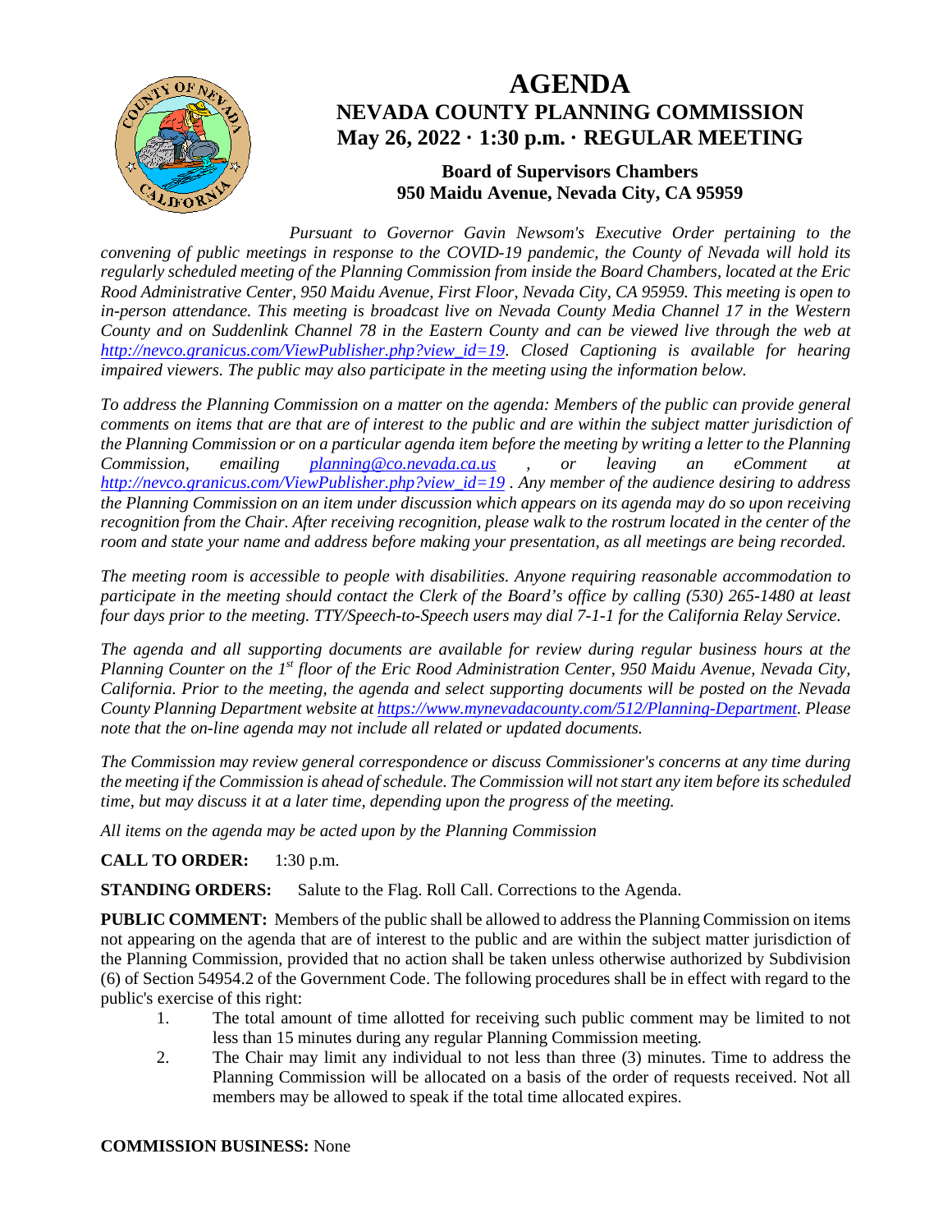# AGENDA

## NEVADA COUNTY PLANNING COMMISSION

## May 26, 2022 · 1:30 p.m. · REGULAR MEETING

### Board of Supervisors Chambers
### 950 Maidu Avenue, Nevada City, CA 95959

*Pursuant to Governor Gavin Newsom's Executive Order pertaining to the convening of public meetings in response to the COVID-19 pandemic, the County of Nevada will hold its regularly scheduled meeting of the Planning Commission from inside the Board Chambers, located at the Eric Rood Administrative Center, 950 Maidu Avenue, First Floor, Nevada City, CA 95959. This meeting is open to in-person attendance. This meeting is broadcast live on Nevada County Media Channel 17 in the Western County and on Suddenlink Channel 78 in the Eastern County and can be viewed live through the web at http://nevco.granicus.com/ViewPublisher.php?view_id=19. Closed Captioning is available for hearing impaired viewers. The public may also participate in the meeting using the information below.*

*To address the Planning Commission on a matter on the agenda: Members of the public can provide general comments on items that are that are of interest to the public and are within the subject matter jurisdiction of the Planning Commission or on a particular agenda item before the meeting by writing a letter to the Planning Commission, emailing planning@co.nevada.ca.us , or leaving an eComment at http://nevco.granicus.com/ViewPublisher.php?view_id=19 . Any member of the audience desiring to address the Planning Commission on an item under discussion which appears on its agenda may do so upon receiving recognition from the Chair. After receiving recognition, please walk to the rostrum located in the center of the room and state your name and address before making your presentation, as all meetings are being recorded.*

*The meeting room is accessible to people with disabilities. Anyone requiring reasonable accommodation to participate in the meeting should contact the Clerk of the Board's office by calling (530) 265-1480 at least four days prior to the meeting. TTY/Speech-to-Speech users may dial 7-1-1 for the California Relay Service.*

*The agenda and all supporting documents are available for review during regular business hours at the Planning Counter on the 1st floor of the Eric Rood Administration Center, 950 Maidu Avenue, Nevada City, California. Prior to the meeting, the agenda and select supporting documents will be posted on the Nevada County Planning Department website at https://www.mynevadacounty.com/512/Planning-Department. Please note that the on-line agenda may not include all related or updated documents.*

*The Commission may review general correspondence or discuss Commissioner's concerns at any time during the meeting if the Commission is ahead of schedule. The Commission will not start any item before its scheduled time, but may discuss it at a later time, depending upon the progress of the meeting.*

*All items on the agenda may be acted upon by the Planning Commission*

**CALL TO ORDER:** 1:30 p.m.

**STANDING ORDERS:** Salute to the Flag. Roll Call. Corrections to the Agenda.

**PUBLIC COMMENT:** Members of the public shall be allowed to address the Planning Commission on items not appearing on the agenda that are of interest to the public and are within the subject matter jurisdiction of the Planning Commission, provided that no action shall be taken unless otherwise authorized by Subdivision (6) of Section 54954.2 of the Government Code. The following procedures shall be in effect with regard to the public's exercise of this right:

1. The total amount of time allotted for receiving such public comment may be limited to not less than 15 minutes during any regular Planning Commission meeting.
2. The Chair may limit any individual to not less than three (3) minutes. Time to address the Planning Commission will be allocated on a basis of the order of requests received. Not all members may be allowed to speak if the total time allocated expires.

**COMMISSION BUSINESS:** None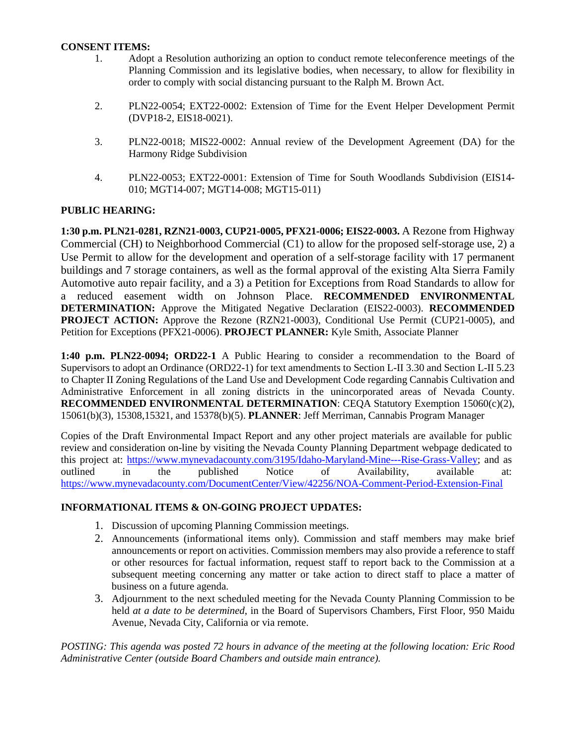**CONSENT ITEMS:**

1. Adopt a Resolution authorizing an option to conduct remote teleconference meetings of the Planning Commission and its legislative bodies, when necessary, to allow for flexibility in order to comply with social distancing pursuant to the Ralph M. Brown Act.

2. PLN22-0054; EXT22-0002: Extension of Time for the Event Helper Development Permit (DVP18-2, EIS18-0021).

3. PLN22-0018; MIS22-0002: Annual review of the Development Agreement (DA) for the Harmony Ridge Subdivision

4. PLN22-0053; EXT22-0001: Extension of Time for South Woodlands Subdivision (EIS14-010; MGT14-007; MGT14-008; MGT15-011)

**PUBLIC HEARING:**

**1:30 p.m. PLN21-0281, RZN21-0003, CUP21-0005, PFX21-0006; EIS22-0003.** A Rezone from Highway Commercial (CH) to Neighborhood Commercial (C1) to allow for the proposed self-storage use, 2) a Use Permit to allow for the development and operation of a self-storage facility with 17 permanent buildings and 7 storage containers, as well as the formal approval of the existing Alta Sierra Family Automotive auto repair facility, and a 3) a Petition for Exceptions from Road Standards to allow for a reduced easement width on Johnson Place. **RECOMMENDED ENVIRONMENTAL DETERMINATION:** Approve the Mitigated Negative Declaration (EIS22-0003). **RECOMMENDED PROJECT ACTION:** Approve the Rezone (RZN21-0003), Conditional Use Permit (CUP21-0005), and Petition for Exceptions (PFX21-0006). **PROJECT PLANNER:** Kyle Smith, Associate Planner

**1:40 p.m. PLN22-0094; ORD22-1** A Public Hearing to consider a recommendation to the Board of Supervisors to adopt an Ordinance (ORD22-1) for text amendments to Section L-II 3.30 and Section L-II 5.23 to Chapter II Zoning Regulations of the Land Use and Development Code regarding Cannabis Cultivation and Administrative Enforcement in all zoning districts in the unincorporated areas of Nevada County. **RECOMMENDED ENVIRONMENTAL DETERMINATION**: CEQA Statutory Exemption 15060(c)(2), 15061(b)(3), 15308,15321, and 15378(b)(5). **PLANNER**: Jeff Merriman, Cannabis Program Manager

Copies of the Draft Environmental Impact Report and any other project materials are available for public review and consideration on-line by visiting the Nevada County Planning Department webpage dedicated to this project at: https://www.mynevadacounty.com/3195/Idaho-Maryland-Mine---Rise-Grass-Valley; and as outlined in the published Notice of Availability, available at: https://www.mynevadacounty.com/DocumentCenter/View/42256/NOA-Comment-Period-Extension-Final

**INFORMATIONAL ITEMS & ON-GOING PROJECT UPDATES:**

1. Discussion of upcoming Planning Commission meetings.
2. Announcements (informational items only). Commission and staff members may make brief announcements or report on activities. Commission members may also provide a reference to staff or other resources for factual information, request staff to report back to the Commission at a subsequent meeting concerning any matter or take action to direct staff to place a matter of business on a future agenda.
3. Adjournment to the next scheduled meeting for the Nevada County Planning Commission to be held *at a date to be determined*, in the Board of Supervisors Chambers, First Floor, 950 Maidu Avenue, Nevada City, California or via remote.

*POSTING: This agenda was posted 72 hours in advance of the meeting at the following location: Eric Rood Administrative Center (outside Board Chambers and outside main entrance).*